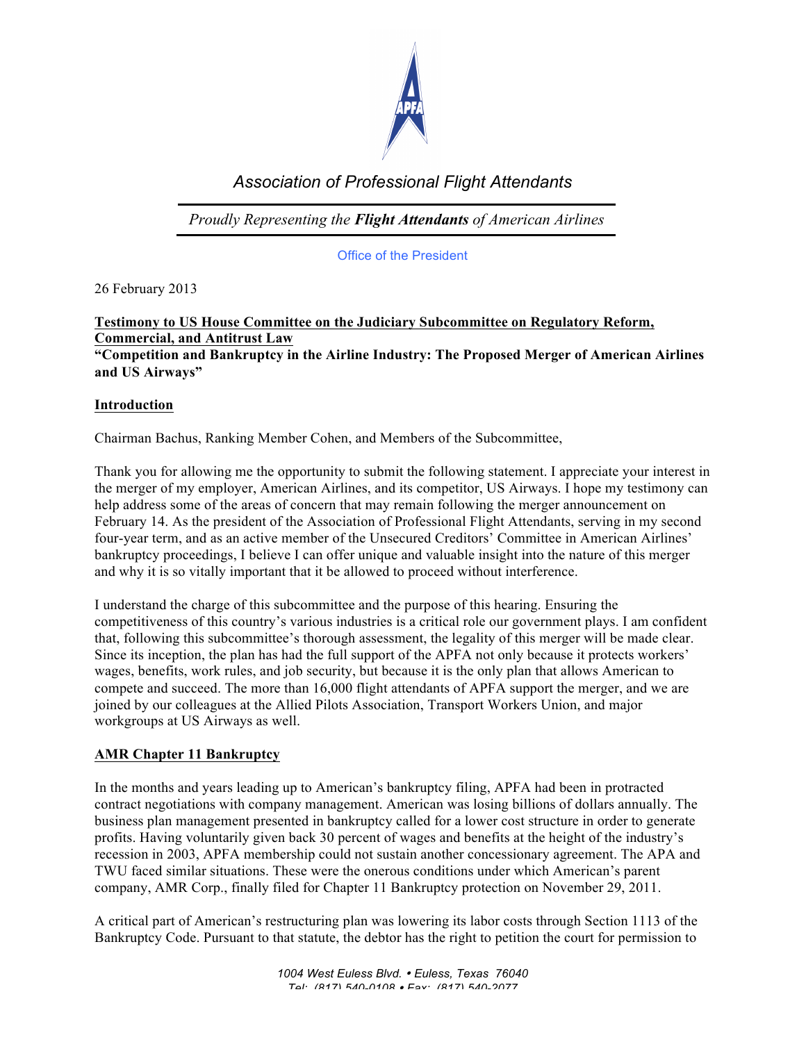Association of Professional Flight Attendants

*Proudly Representing the **Flight Attendants** of American Airlines*

Office of the President

26 February 2013

**Testimony to US House Committee on the Judiciary Subcommittee on Regulatory Reform, Commercial, and Antitrust Law**
**"Competition and Bankruptcy in the Airline Industry: The Proposed Merger of American Airlines and US Airways"**

## Introduction

Chairman Bachus, Ranking Member Cohen, and Members of the Subcommittee,

Thank you for allowing me the opportunity to submit the following statement. I appreciate your interest in the merger of my employer, American Airlines, and its competitor, US Airways. I hope my testimony can help address some of the areas of concern that may remain following the merger announcement on February 14. As the president of the Association of Professional Flight Attendants, serving in my second four-year term, and as an active member of the Unsecured Creditors' Committee in American Airlines' bankruptcy proceedings, I believe I can offer unique and valuable insight into the nature of this merger and why it is so vitally important that it be allowed to proceed without interference.

I understand the charge of this subcommittee and the purpose of this hearing. Ensuring the competitiveness of this country's various industries is a critical role our government plays. I am confident that, following this subcommittee's thorough assessment, the legality of this merger will be made clear. Since its inception, the plan has had the full support of the APFA not only because it protects workers' wages, benefits, work rules, and job security, but because it is the only plan that allows American to compete and succeed. The more than 16,000 flight attendants of APFA support the merger, and we are joined by our colleagues at the Allied Pilots Association, Transport Workers Union, and major workgroups at US Airways as well.

## AMR Chapter 11 Bankruptcy

In the months and years leading up to American's bankruptcy filing, APFA had been in protracted contract negotiations with company management. American was losing billions of dollars annually. The business plan management presented in bankruptcy called for a lower cost structure in order to generate profits. Having voluntarily given back 30 percent of wages and benefits at the height of the industry's recession in 2003, APFA membership could not sustain another concessionary agreement. The APA and TWU faced similar situations. These were the onerous conditions under which American's parent company, AMR Corp., finally filed for Chapter 11 Bankruptcy protection on November 29, 2011.

A critical part of American's restructuring plan was lowering its labor costs through Section 1113 of the Bankruptcy Code. Pursuant to that statute, the debtor has the right to petition the court for permission to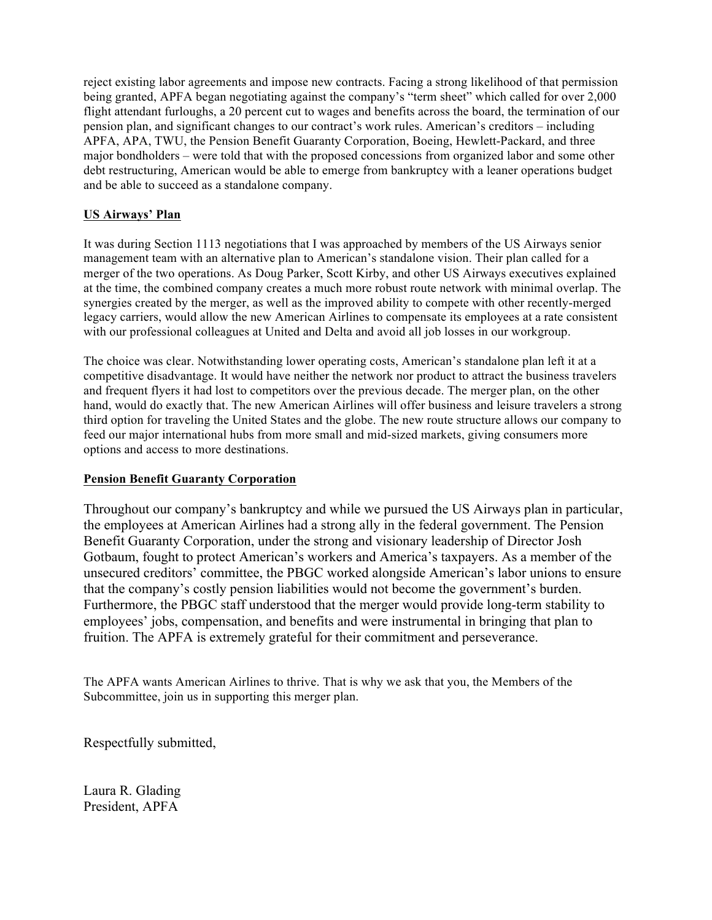reject existing labor agreements and impose new contracts. Facing a strong likelihood of that permission being granted, APFA began negotiating against the company's "term sheet" which called for over 2,000 flight attendant furloughs, a 20 percent cut to wages and benefits across the board, the termination of our pension plan, and significant changes to our contract's work rules. American's creditors – including APFA, APA, TWU, the Pension Benefit Guaranty Corporation, Boeing, Hewlett-Packard, and three major bondholders – were told that with the proposed concessions from organized labor and some other debt restructuring, American would be able to emerge from bankruptcy with a leaner operations budget and be able to succeed as a standalone company.

**US Airways' Plan**

It was during Section 1113 negotiations that I was approached by members of the US Airways senior management team with an alternative plan to American's standalone vision. Their plan called for a merger of the two operations. As Doug Parker, Scott Kirby, and other US Airways executives explained at the time, the combined company creates a much more robust route network with minimal overlap. The synergies created by the merger, as well as the improved ability to compete with other recently-merged legacy carriers, would allow the new American Airlines to compensate its employees at a rate consistent with our professional colleagues at United and Delta and avoid all job losses in our workgroup.

The choice was clear. Notwithstanding lower operating costs, American's standalone plan left it at a competitive disadvantage. It would have neither the network nor product to attract the business travelers and frequent flyers it had lost to competitors over the previous decade. The merger plan, on the other hand, would do exactly that. The new American Airlines will offer business and leisure travelers a strong third option for traveling the United States and the globe. The new route structure allows our company to feed our major international hubs from more small and mid-sized markets, giving consumers more options and access to more destinations.

**Pension Benefit Guaranty Corporation**

Throughout our company's bankruptcy and while we pursued the US Airways plan in particular, the employees at American Airlines had a strong ally in the federal government. The Pension Benefit Guaranty Corporation, under the strong and visionary leadership of Director Josh Gotbaum, fought to protect American's workers and America's taxpayers. As a member of the unsecured creditors' committee, the PBGC worked alongside American's labor unions to ensure that the company's costly pension liabilities would not become the government's burden. Furthermore, the PBGC staff understood that the merger would provide long-term stability to employees' jobs, compensation, and benefits and were instrumental in bringing that plan to fruition. The APFA is extremely grateful for their commitment and perseverance.

The APFA wants American Airlines to thrive. That is why we ask that you, the Members of the Subcommittee, join us in supporting this merger plan.

Respectfully submitted,

Laura R. Glading
President, APFA